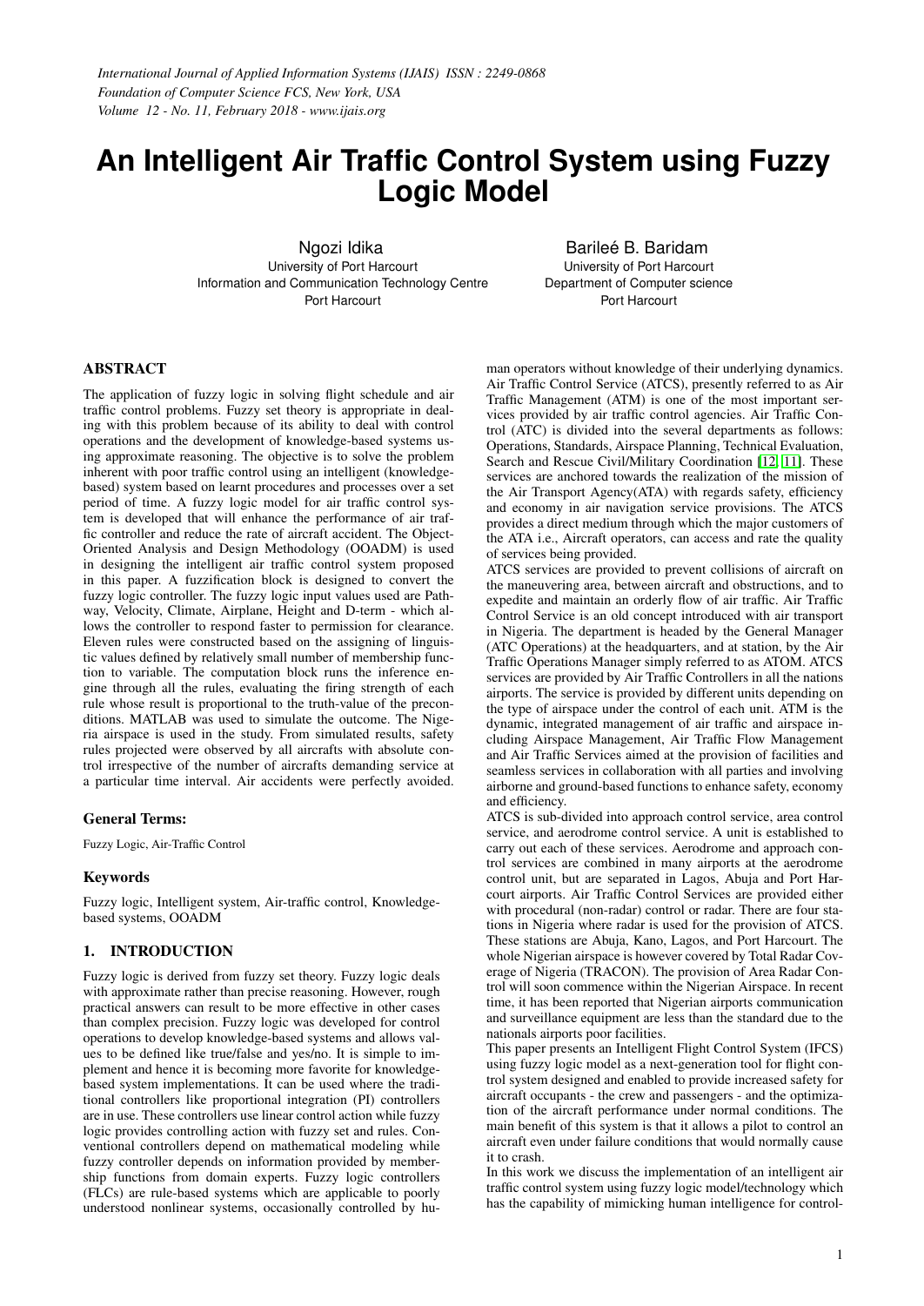# An Intelligent Air Traffic Control System using Fuzzy Logic Model

Ngozi Idika
University of Port Harcourt
Information and Communication Technology Centre
Port Harcourt

Bariléé B. Baridam
University of Port Harcourt
Department of Computer science
Port Harcourt

## ABSTRACT

The application of fuzzy logic in solving flight schedule and air traffic control problems. Fuzzy set theory is appropriate in dealing with this problem because of its ability to deal with control operations and the development of knowledge-based systems using approximate reasoning. The objective is to solve the problem inherent with poor traffic control using an intelligent (knowledge-based) system based on learnt procedures and processes over a set period of time. A fuzzy logic model for air traffic control system is developed that will enhance the performance of air traffic controller and reduce the rate of aircraft accident. The Object-Oriented Analysis and Design Methodology (OOADM) is used in designing the intelligent air traffic control system proposed in this paper. A fuzzification block is designed to convert the fuzzy logic controller. The fuzzy logic input values used are Pathway, Velocity, Climate, Airplane, Height and D-term - which allows the controller to respond faster to permission for clearance. Eleven rules were constructed based on the assigning of linguistic values defined by relatively small number of membership function to variable. The computation block runs the inference engine through all the rules, evaluating the firing strength of each rule whose result is proportional to the truth-value of the preconditions. MATLAB was used to simulate the outcome. The Nigeria airspace is used in the study. From simulated results, safety rules projected were observed by all aircrafts with absolute control irrespective of the number of aircrafts demanding service at a particular time interval. Air accidents were perfectly avoided.

### General Terms:

Fuzzy Logic, Air-Traffic Control

### Keywords

Fuzzy logic, Intelligent system, Air-traffic control, Knowledge-based systems, OOADM

## 1. INTRODUCTION

Fuzzy logic is derived from fuzzy set theory. Fuzzy logic deals with approximate rather than precise reasoning. However, rough practical answers can result to be more effective in other cases than complex precision. Fuzzy logic was developed for control operations to develop knowledge-based systems and allows values to be defined like true/false and yes/no. It is simple to implement and hence it is becoming more favorite for knowledge-based system implementations. It can be used where the traditional controllers like proportional integration (PI) controllers are in use. These controllers use linear control action while fuzzy logic provides controlling action with fuzzy set and rules. Conventional controllers depend on mathematical modeling while fuzzy controller depends on information provided by membership functions from domain experts. Fuzzy logic controllers (FLCs) are rule-based systems which are applicable to poorly understood nonlinear systems, occasionally controlled by human operators without knowledge of their underlying dynamics. Air Traffic Control Service (ATCS), presently referred to as Air Traffic Management (ATM) is one of the most important services provided by air traffic control agencies. Air Traffic Control (ATC) is divided into the several departments as follows: Operations, Standards, Airspace Planning, Technical Evaluation, Search and Rescue Civil/Military Coordination [12, 11]. These services are anchored towards the realization of the mission of the Air Transport Agency(ATA) with regards safety, efficiency and economy in air navigation service provisions. The ATCS provides a direct medium through which the major customers of the ATA i.e., Aircraft operators, can access and rate the quality of services being provided.

ATCS services are provided to prevent collisions of aircraft on the maneuvering area, between aircraft and obstructions, and to expedite and maintain an orderly flow of air traffic. Air Traffic Control Service is an old concept introduced with air transport in Nigeria. The department is headed by the General Manager (ATC Operations) at the headquarters, and at station, by the Air Traffic Operations Manager simply referred to as ATOM. ATCS services are provided by Air Traffic Controllers in all the nations airports. The service is provided by different units depending on the type of airspace under the control of each unit. ATM is the dynamic, integrated management of air traffic and airspace including Airspace Management, Air Traffic Flow Management and Air Traffic Services aimed at the provision of facilities and seamless services in collaboration with all parties and involving airborne and ground-based functions to enhance safety, economy and efficiency.

ATCS is sub-divided into approach control service, area control service, and aerodrome control service. A unit is established to carry out each of these services. Aerodrome and approach control services are combined in many airports at the aerodrome control unit, but are separated in Lagos, Abuja and Port Harcourt airports. Air Traffic Control Services are provided either with procedural (non-radar) control or radar. There are four stations in Nigeria where radar is used for the provision of ATCS. These stations are Abuja, Kano, Lagos, and Port Harcourt. The whole Nigerian airspace is however covered by Total Radar Coverage of Nigeria (TRACON). The provision of Area Radar Control will soon commence within the Nigerian Airspace. In recent time, it has been reported that Nigerian airports communication and surveillance equipment are less than the standard due to the nationals airports poor facilities.

This paper presents an Intelligent Flight Control System (IFCS) using fuzzy logic model as a next-generation tool for flight control system designed and enabled to provide increased safety for aircraft occupants - the crew and passengers - and the optimization of the aircraft performance under normal conditions. The main benefit of this system is that it allows a pilot to control an aircraft even under failure conditions that would normally cause it to crash.

In this work we discuss the implementation of an intelligent air traffic control system using fuzzy logic model/technology which has the capability of mimicking human intelligence for control-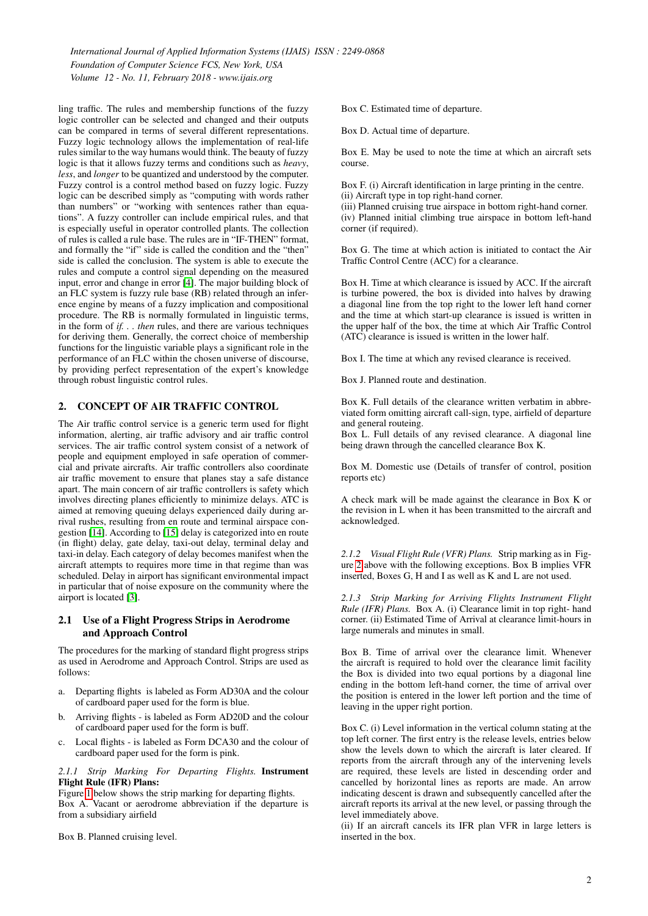ling traffic. The rules and membership functions of the fuzzy logic controller can be selected and changed and their outputs can be compared in terms of several different representations. Fuzzy logic technology allows the implementation of real-life rules similar to the way humans would think. The beauty of fuzzy logic is that it allows fuzzy terms and conditions such as *heavy*, *less*, and *longer* to be quantized and understood by the computer. Fuzzy control is a control method based on fuzzy logic. Fuzzy logic can be described simply as "computing with words rather than numbers" or "working with sentences rather than equations". A fuzzy controller can include empirical rules, and that is especially useful in operator controlled plants. The collection of rules is called a rule base. The rules are in "IF-THEN" format, and formally the "if" side is called the condition and the "then" side is called the conclusion. The system is able to execute the rules and compute a control signal depending on the measured input, error and change in error [4]. The major building block of an FLC system is fuzzy rule base (RB) related through an inference engine by means of a fuzzy implication and compositional procedure. The RB is normally formulated in linguistic terms, in the form of *if. . . then* rules, and there are various techniques for deriving them. Generally, the correct choice of membership functions for the linguistic variable plays a significant role in the performance of an FLC within the chosen universe of discourse, by providing perfect representation of the expert's knowledge through robust linguistic control rules.

## 2. CONCEPT OF AIR TRAFFIC CONTROL

The Air traffic control service is a generic term used for flight information, alerting, air traffic advisory and air traffic control services. The air traffic control system consist of a network of people and equipment employed in safe operation of commercial and private aircrafts. Air traffic controllers also coordinate air traffic movement to ensure that planes stay a safe distance apart. The main concern of air traffic controllers is safety which involves directing planes efficiently to minimize delays. ATC is aimed at removing queuing delays experienced daily during arrival rushes, resulting from en route and terminal airspace congestion [14]. According to [15] delay is categorized into en route (in flight) delay, gate delay, taxi-out delay, terminal delay and taxi-in delay. Each category of delay becomes manifest when the aircraft attempts to requires more time in that regime than was scheduled. Delay in airport has significant environmental impact in particular that of noise exposure on the community where the airport is located [3].

### 2.1 Use of a Flight Progress Strips in Aerodrome and Approach Control

The procedures for the marking of standard flight progress strips as used in Aerodrome and Approach Control. Strips are used as follows:

a. Departing flights is labeled as Form AD30A and the colour of cardboard paper used for the form is blue.
b. Arriving flights - is labeled as Form AD20D and the colour of cardboard paper used for the form is buff.
c. Local flights - is labeled as Form DCA30 and the colour of cardboard paper used for the form is pink.

*2.1.1 Strip Marking For Departing Flights.* **Instrument Flight Rule (IFR) Plans:**

Figure 1 below shows the strip marking for departing flights.
Box A. Vacant or aerodrome abbreviation if the departure is from a subsidiary airfield

Box B. Planned cruising level.

Box C. Estimated time of departure.

Box D. Actual time of departure.

Box E. May be used to note the time at which an aircraft sets course.

Box F. (i) Aircraft identification in large printing in the centre.
(ii) Aircraft type in top right-hand corner.
(iii) Planned cruising true airspace in bottom right-hand corner.
(iv) Planned initial climbing true airspace in bottom left-hand corner (if required).

Box G. The time at which action is initiated to contact the Air Traffic Control Centre (ACC) for a clearance.

Box H. Time at which clearance is issued by ACC. If the aircraft is turbine powered, the box is divided into halves by drawing a diagonal line from the top right to the lower left hand corner and the time at which start-up clearance is issued is written in the upper half of the box, the time at which Air Traffic Control (ATC) clearance is issued is written in the lower half.

Box I. The time at which any revised clearance is received.

Box J. Planned route and destination.

Box K. Full details of the clearance written verbatim in abbreviated form omitting aircraft call-sign, type, airfield of departure and general routeing.
Box L. Full details of any revised clearance. A diagonal line being drawn through the cancelled clearance Box K.

Box M. Domestic use (Details of transfer of control, position reports etc)

A check mark will be made against the clearance in Box K or the revision in L when it has been transmitted to the aircraft and acknowledged.

*2.1.2 Visual Flight Rule (VFR) Plans.* Strip marking as in Figure 2 above with the following exceptions. Box B implies VFR inserted, Boxes G, H and I as well as K and L are not used.

*2.1.3 Strip Marking for Arriving Flights Instrument Flight Rule (IFR) Plans.* Box A. (i) Clearance limit in top right- hand corner. (ii) Estimated Time of Arrival at clearance limit-hours in large numerals and minutes in small.

Box B. Time of arrival over the clearance limit. Whenever the aircraft is required to hold over the clearance limit facility the Box is divided into two equal portions by a diagonal line ending in the bottom left-hand corner, the time of arrival over the position is entered in the lower left portion and the time of leaving in the upper right portion.

Box C. (i) Level information in the vertical column stating at the top left corner. The first entry is the release levels, entries below show the levels down to which the aircraft is later cleared. If reports from the aircraft through any of the intervening levels are required, these levels are listed in descending order and cancelled by horizontal lines as reports are made. An arrow indicating descent is drawn and subsequently cancelled after the aircraft reports its arrival at the new level, or passing through the level immediately above.
(ii) If an aircraft cancels its IFR plan VFR in large letters is inserted in the box.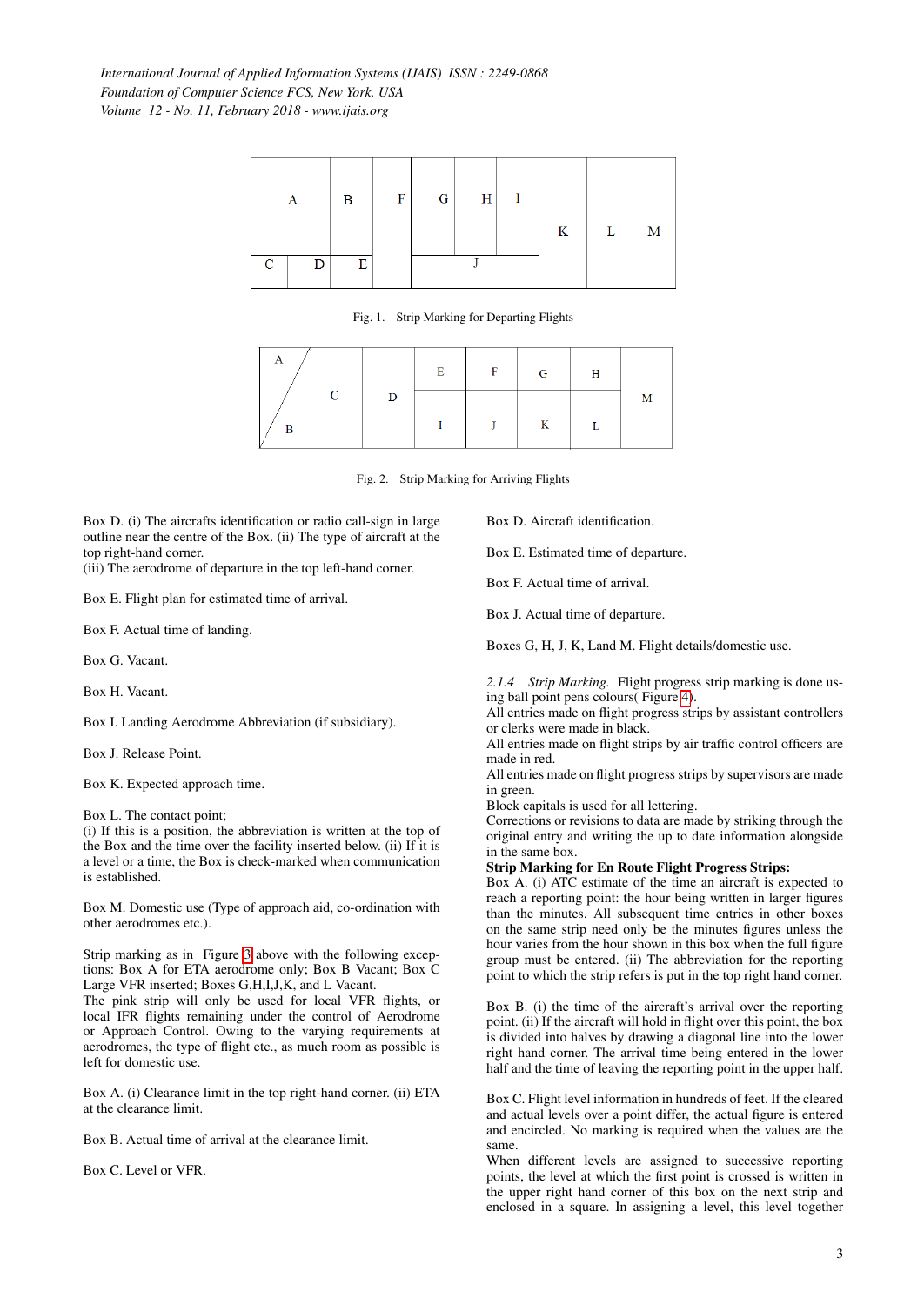| A | B | F | G | H | I | K | L | M |
|---|---|---|---|---|---|---|---|---|
| C D E | | | J | | | | | |

Fig. 1. Strip Marking for Departing Flights

| A / B | C | D | E | F | G | H | M |
|---|---|---|---|---|---|---|---|
| | | | I | J | K | L | |

Fig. 2. Strip Marking for Arriving Flights

Box D. (i) The aircrafts identification or radio call-sign in large outline near the centre of the Box. (ii) The type of aircraft at the top right-hand corner.
(iii) The aerodrome of departure in the top left-hand corner.

Box E. Flight plan for estimated time of arrival.

Box F. Actual time of landing.

Box G. Vacant.

Box H. Vacant.

Box I. Landing Aerodrome Abbreviation (if subsidiary).

Box J. Release Point.

Box K. Expected approach time.

Box L. The contact point;
(i) If this is a position, the abbreviation is written at the top of the Box and the time over the facility inserted below. (ii) If it is a level or a time, the Box is check-marked when communication is established.

Box M. Domestic use (Type of approach aid, co-ordination with other aerodromes etc.).

Strip marking as in Figure 3 above with the following exceptions: Box A for ETA aerodrome only; Box B Vacant; Box C Large VFR inserted; Boxes G,H,I,J,K, and L Vacant.
The pink strip will only be used for local VFR flights, or local IFR flights remaining under the control of Aerodrome or Approach Control. Owing to the varying requirements at aerodromes, the type of flight etc., as much room as possible is left for domestic use.

Box A. (i) Clearance limit in the top right-hand corner. (ii) ETA at the clearance limit.

Box B. Actual time of arrival at the clearance limit.

Box C. Level or VFR.

Box D. Aircraft identification.

Box E. Estimated time of departure.

Box F. Actual time of arrival.

Box J. Actual time of departure.

Boxes G, H, J, K, Land M. Flight details/domestic use.

*2.1.4 Strip Marking.* Flight progress strip marking is done using ball point pens colours( Figure 4).
All entries made on flight progress strips by assistant controllers or clerks were made in black.
All entries made on flight strips by air traffic control officers are made in red.
All entries made on flight progress strips by supervisors are made in green.
Block capitals is used for all lettering.
Corrections or revisions to data are made by striking through the original entry and writing the up to date information alongside in the same box.

**Strip Marking for En Route Flight Progress Strips:**

Box A. (i) ATC estimate of the time an aircraft is expected to reach a reporting point: the hour being written in larger figures than the minutes. All subsequent time entries in other boxes on the same strip need only be the minutes figures unless the hour varies from the hour shown in this box when the full figure group must be entered. (ii) The abbreviation for the reporting point to which the strip refers is put in the top right hand corner.

Box B. (i) the time of the aircraft's arrival over the reporting point. (ii) If the aircraft will hold in flight over this point, the box is divided into halves by drawing a diagonal line into the lower right hand corner. The arrival time being entered in the lower half and the time of leaving the reporting point in the upper half.

Box C. Flight level information in hundreds of feet. If the cleared and actual levels over a point differ, the actual figure is entered and encircled. No marking is required when the values are the same.
When different levels are assigned to successive reporting points, the level at which the first point is crossed is written in the upper right hand corner of this box on the next strip and enclosed in a square. In assigning a level, this level together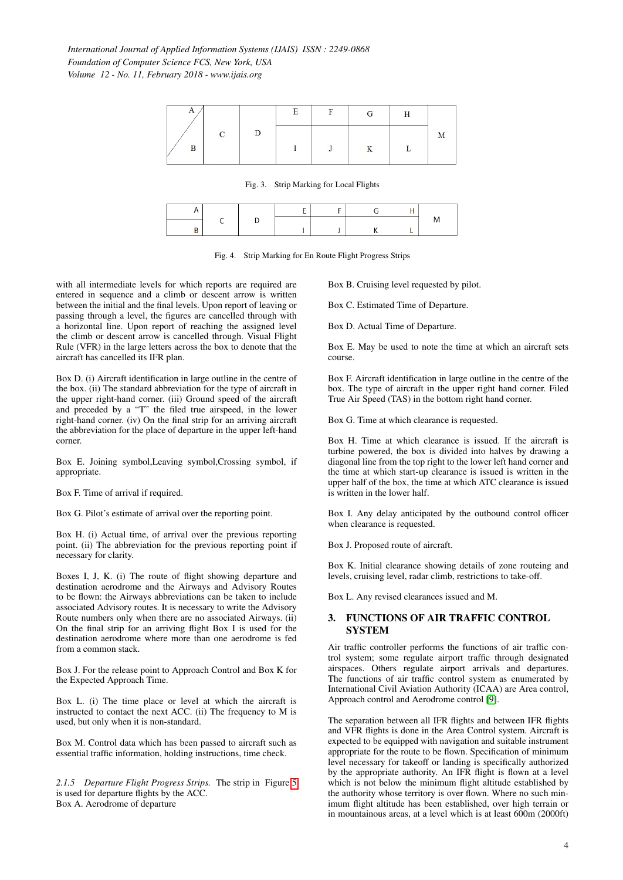| A / B | C | D | E | F | G | H | M |
|---|---|---|---|---|---|---|---|
| | | | I | J | K | L | |

Fig. 3. Strip Marking for Local Flights

| A | C | D | E | F | G | H | M |
|---|---|---|---|---|---|---|---|
| B | | | I | J | K | L | |

Fig. 4. Strip Marking for En Route Flight Progress Strips

with all intermediate levels for which reports are required are entered in sequence and a climb or descent arrow is written between the initial and the final levels. Upon report of leaving or passing through a level, the figures are cancelled through with a horizontal line. Upon report of reaching the assigned level the climb or descent arrow is cancelled through. Visual Flight Rule (VFR) in the large letters across the box to denote that the aircraft has cancelled its IFR plan.

Box D. (i) Aircraft identification in large outline in the centre of the box. (ii) The standard abbreviation for the type of aircraft in the upper right-hand corner. (iii) Ground speed of the aircraft and preceded by a "T" the filed true airspeed, in the lower right-hand corner. (iv) On the final strip for an arriving aircraft the abbreviation for the place of departure in the upper left-hand corner.

Box E. Joining symbol,Leaving symbol,Crossing symbol, if appropriate.

Box F. Time of arrival if required.

Box G. Pilot's estimate of arrival over the reporting point.

Box H. (i) Actual time, of arrival over the previous reporting point. (ii) The abbreviation for the previous reporting point if necessary for clarity.

Boxes I, J, K. (i) The route of flight showing departure and destination aerodrome and the Airways and Advisory Routes to be flown: the Airways abbreviations can be taken to include associated Advisory routes. It is necessary to write the Advisory Route numbers only when there are no associated Airways. (ii) On the final strip for an arriving flight Box I is used for the destination aerodrome where more than one aerodrome is fed from a common stack.

Box J. For the release point to Approach Control and Box K for the Expected Approach Time.

Box L. (i) The time place or level at which the aircraft is instructed to contact the next ACC. (ii) The frequency to M is used, but only when it is non-standard.

Box M. Control data which has been passed to aircraft such as essential traffic information, holding instructions, time check.

*2.1.5 Departure Flight Progress Strips.* The strip in Figure 5 is used for departure flights by the ACC.
Box A. Aerodrome of departure

Box B. Cruising level requested by pilot.

Box C. Estimated Time of Departure.

Box D. Actual Time of Departure.

Box E. May be used to note the time at which an aircraft sets course.

Box F. Aircraft identification in large outline in the centre of the box. The type of aircraft in the upper right hand corner. Filed True Air Speed (TAS) in the bottom right hand corner.

Box G. Time at which clearance is requested.

Box H. Time at which clearance is issued. If the aircraft is turbine powered, the box is divided into halves by drawing a diagonal line from the top right to the lower left hand corner and the time at which start-up clearance is issued is written in the upper half of the box, the time at which ATC clearance is issued is written in the lower half.

Box I. Any delay anticipated by the outbound control officer when clearance is requested.

Box J. Proposed route of aircraft.

Box K. Initial clearance showing details of zone routeing and levels, cruising level, radar climb, restrictions to take-off.

Box L. Any revised clearances issued and M.

## 3. FUNCTIONS OF AIR TRAFFIC CONTROL SYSTEM

Air traffic controller performs the functions of air traffic control system; some regulate airport traffic through designated airspaces. Others regulate airport arrivals and departures. The functions of air traffic control system as enumerated by International Civil Aviation Authority (ICAA) are Area control, Approach control and Aerodrome control [9].

The separation between all IFR flights and between IFR flights and VFR flights is done in the Area Control system. Aircraft is expected to be equipped with navigation and suitable instrument appropriate for the route to be flown. Specification of minimum level necessary for takeoff or landing is specifically authorized by the appropriate authority. An IFR flight is flown at a level which is not below the minimum flight altitude established by the authority whose territory is over flown. Where no such minimum flight altitude has been established, over high terrain or in mountainous areas, at a level which is at least 600m (2000ft)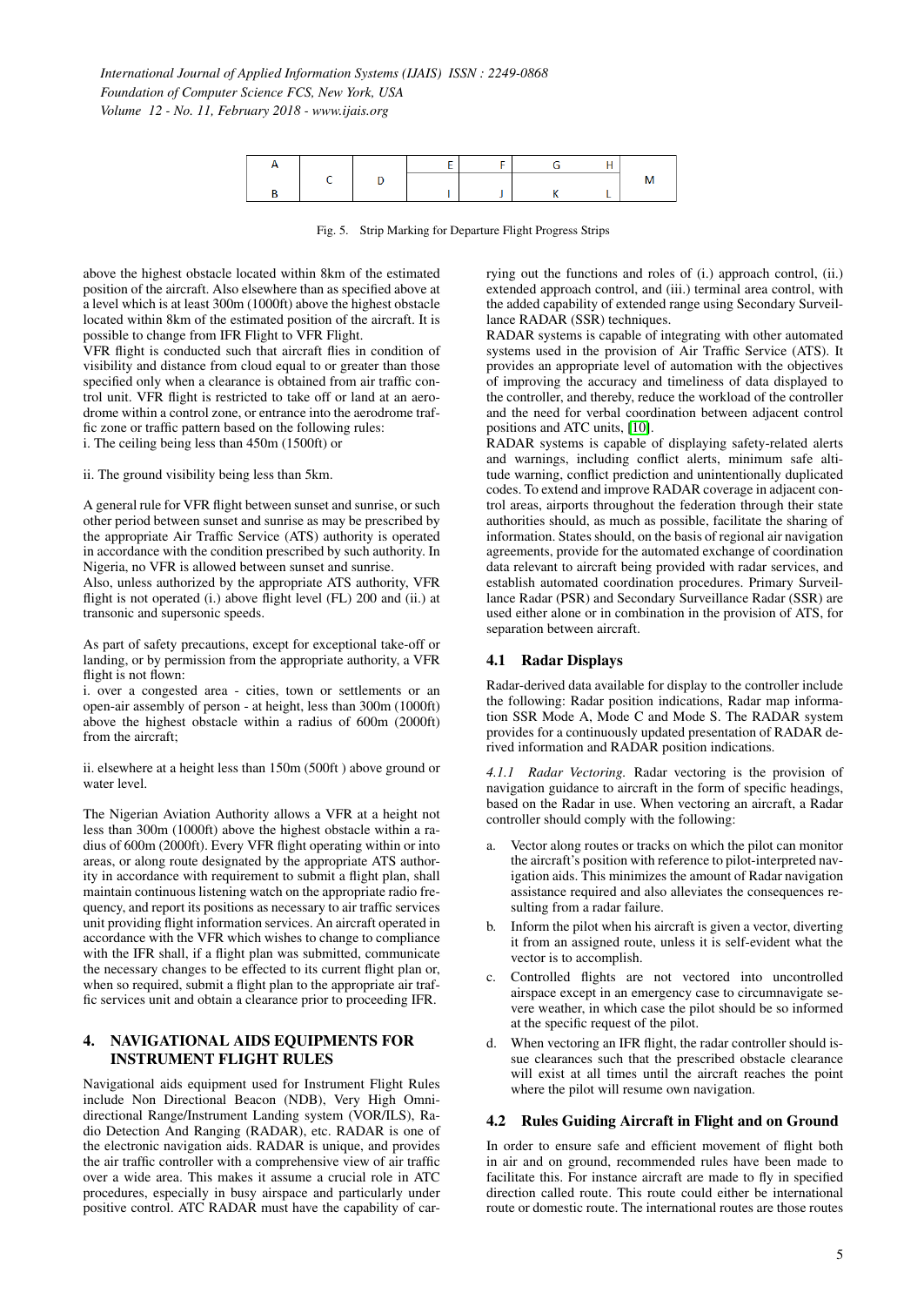| A | C | D | E | F | G | H | M |
|---|---|---|---|---|---|---|---|
| B | | | I | J | K | L | |

Fig. 5. Strip Marking for Departure Flight Progress Strips

above the highest obstacle located within 8km of the estimated position of the aircraft. Also elsewhere than as specified above at a level which is at least 300m (1000ft) above the highest obstacle located within 8km of the estimated position of the aircraft. It is possible to change from IFR Flight to VFR Flight.

VFR flight is conducted such that aircraft flies in condition of visibility and distance from cloud equal to or greater than those specified only when a clearance is obtained from air traffic control unit. VFR flight is restricted to take off or land at an aerodrome within a control zone, or entrance into the aerodrome traffic zone or traffic pattern based on the following rules:

i. The ceiling being less than 450m (1500ft) or

ii. The ground visibility being less than 5km.

A general rule for VFR flight between sunset and sunrise, or such other period between sunset and sunrise as may be prescribed by the appropriate Air Traffic Service (ATS) authority is operated in accordance with the condition prescribed by such authority. In Nigeria, no VFR is allowed between sunset and sunrise.

Also, unless authorized by the appropriate ATS authority, VFR flight is not operated (i.) above flight level (FL) 200 and (ii.) at transonic and supersonic speeds.

As part of safety precautions, except for exceptional take-off or landing, or by permission from the appropriate authority, a VFR flight is not flown:

i. over a congested area - cities, town or settlements or an open-air assembly of person - at height, less than 300m (1000ft) above the highest obstacle within a radius of 600m (2000ft) from the aircraft;

ii. elsewhere at a height less than 150m (500ft ) above ground or water level.

The Nigerian Aviation Authority allows a VFR at a height not less than 300m (1000ft) above the highest obstacle within a radius of 600m (2000ft). Every VFR flight operating within or into areas, or along route designated by the appropriate ATS authority in accordance with requirement to submit a flight plan, shall maintain continuous listening watch on the appropriate radio frequency, and report its positions as necessary to air traffic services unit providing flight information services. An aircraft operated in accordance with the VFR which wishes to change to compliance with the IFR shall, if a flight plan was submitted, communicate the necessary changes to be effected to its current flight plan or, when so required, submit a flight plan to the appropriate air traffic services unit and obtain a clearance prior to proceeding IFR.

## 4. NAVIGATIONAL AIDS EQUIPMENTS FOR INSTRUMENT FLIGHT RULES

Navigational aids equipment used for Instrument Flight Rules include Non Directional Beacon (NDB), Very High Omni-directional Range/Instrument Landing system (VOR/ILS), Radio Detection And Ranging (RADAR), etc. RADAR is one of the electronic navigation aids. RADAR is unique, and provides the air traffic controller with a comprehensive view of air traffic over a wide area. This makes it assume a crucial role in ATC procedures, especially in busy airspace and particularly under positive control. ATC RADAR must have the capability of carrying out the functions and roles of (i.) approach control, (ii.) extended approach control, and (iii.) terminal area control, with the added capability of extended range using Secondary Surveillance RADAR (SSR) techniques.

RADAR systems is capable of integrating with other automated systems used in the provision of Air Traffic Service (ATS). It provides an appropriate level of automation with the objectives of improving the accuracy and timeliness of data displayed to the controller, and thereby, reduce the workload of the controller and the need for verbal coordination between adjacent control positions and ATC units, [10].

RADAR systems is capable of displaying safety-related alerts and warnings, including conflict alerts, minimum safe altitude warning, conflict prediction and unintentionally duplicated codes. To extend and improve RADAR coverage in adjacent control areas, airports throughout the federation through their state authorities should, as much as possible, facilitate the sharing of information. States should, on the basis of regional air navigation agreements, provide for the automated exchange of coordination data relevant to aircraft being provided with radar services, and establish automated coordination procedures. Primary Surveillance Radar (PSR) and Secondary Surveillance Radar (SSR) are used either alone or in combination in the provision of ATS, for separation between aircraft.

### 4.1 Radar Displays

Radar-derived data available for display to the controller include the following: Radar position indications, Radar map information SSR Mode A, Mode C and Mode S. The RADAR system provides for a continuously updated presentation of RADAR derived information and RADAR position indications.

*4.1.1 Radar Vectoring.* Radar vectoring is the provision of navigation guidance to aircraft in the form of specific headings, based on the Radar in use. When vectoring an aircraft, a Radar controller should comply with the following:

a. Vector along routes or tracks on which the pilot can monitor the aircraft's position with reference to pilot-interpreted navigation aids. This minimizes the amount of Radar navigation assistance required and also alleviates the consequences resulting from a radar failure.

b. Inform the pilot when his aircraft is given a vector, diverting it from an assigned route, unless it is self-evident what the vector is to accomplish.

c. Controlled flights are not vectored into uncontrolled airspace except in an emergency case to circumnavigate severe weather, in which case the pilot should be so informed at the specific request of the pilot.

d. When vectoring an IFR flight, the radar controller should issue clearances such that the prescribed obstacle clearance will exist at all times until the aircraft reaches the point where the pilot will resume own navigation.

### 4.2 Rules Guiding Aircraft in Flight and on Ground

In order to ensure safe and efficient movement of flight both in air and on ground, recommended rules have been made to facilitate this. For instance aircraft are made to fly in specified direction called route. This route could either be international route or domestic route. The international routes are those routes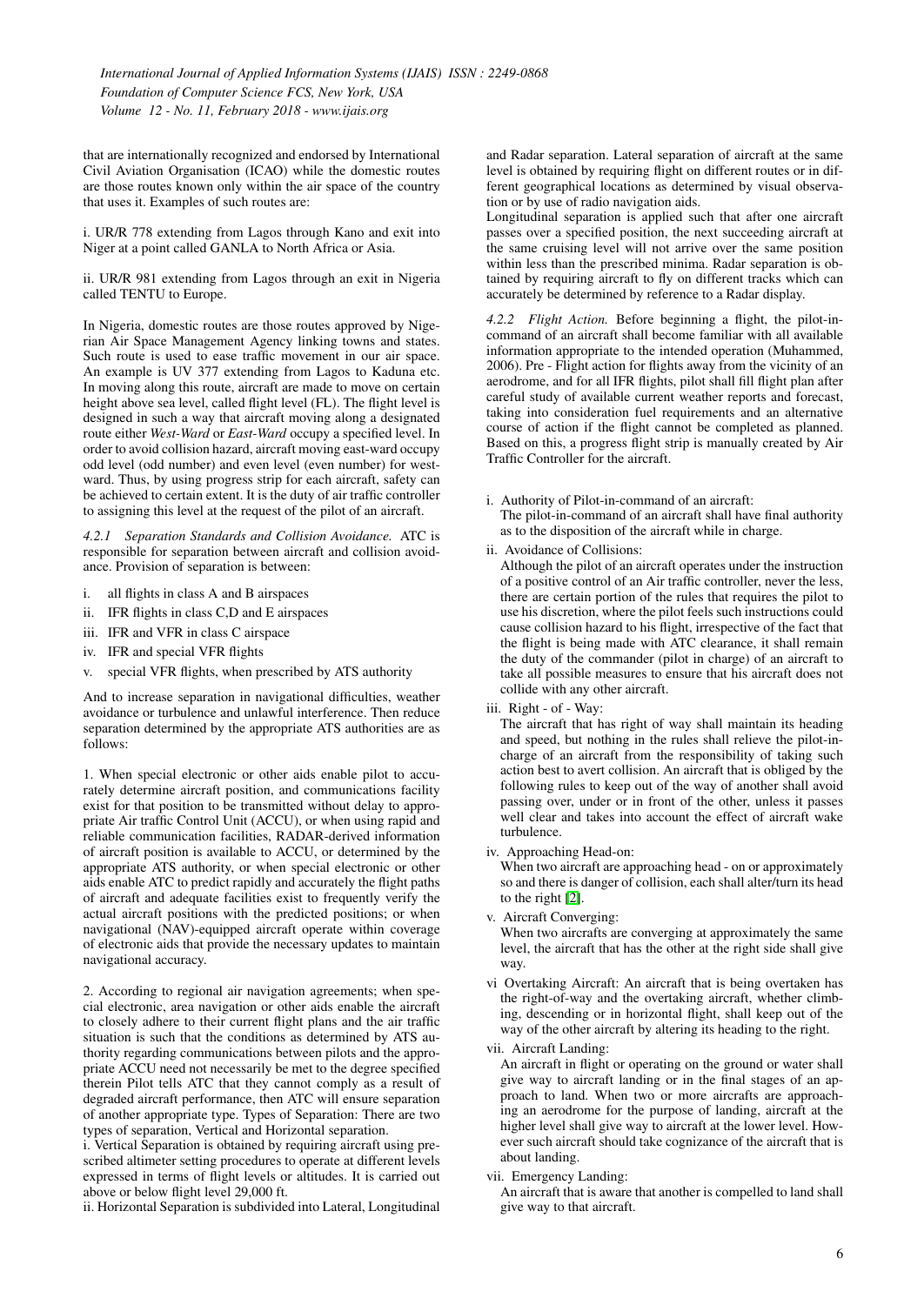that are internationally recognized and endorsed by International Civil Aviation Organisation (ICAO) while the domestic routes are those routes known only within the air space of the country that uses it. Examples of such routes are:

i. UR/R 778 extending from Lagos through Kano and exit into Niger at a point called GANLA to North Africa or Asia.

ii. UR/R 981 extending from Lagos through an exit in Nigeria called TENTU to Europe.

In Nigeria, domestic routes are those routes approved by Nigerian Air Space Management Agency linking towns and states. Such route is used to ease traffic movement in our air space. An example is UV 377 extending from Lagos to Kaduna etc. In moving along this route, aircraft are made to move on certain height above sea level, called flight level (FL). The flight level is designed in such a way that aircraft moving along a designated route either *West-Ward* or *East-Ward* occupy a specified level. In order to avoid collision hazard, aircraft moving east-ward occupy odd level (odd number) and even level (even number) for westward. Thus, by using progress strip for each aircraft, safety can be achieved to certain extent. It is the duty of air traffic controller to assigning this level at the request of the pilot of an aircraft.

*4.2.1 Separation Standards and Collision Avoidance.* ATC is responsible for separation between aircraft and collision avoidance. Provision of separation is between:

i. all flights in class A and B airspaces
ii. IFR flights in class C,D and E airspaces
iii. IFR and VFR in class C airspace
iv. IFR and special VFR flights
v. special VFR flights, when prescribed by ATS authority

And to increase separation in navigational difficulties, weather avoidance or turbulence and unlawful interference. Then reduce separation determined by the appropriate ATS authorities are as follows:

1. When special electronic or other aids enable pilot to accurately determine aircraft position, and communications facility exist for that position to be transmitted without delay to appropriate Air traffic Control Unit (ACCU), or when using rapid and reliable communication facilities, RADAR-derived information of aircraft position is available to ACCU, or determined by the appropriate ATS authority, or when special electronic or other aids enable ATC to predict rapidly and accurately the flight paths of aircraft and adequate facilities exist to frequently verify the actual aircraft positions with the predicted positions; or when navigational (NAV)-equipped aircraft operate within coverage of electronic aids that provide the necessary updates to maintain navigational accuracy.

2. According to regional air navigation agreements; when special electronic, area navigation or other aids enable the aircraft to closely adhere to their current flight plans and the air traffic situation is such that the conditions as determined by ATS authority regarding communications between pilots and the appropriate ACCU need not necessarily be met to the degree specified therein Pilot tells ATC that they cannot comply as a result of degraded aircraft performance, then ATC will ensure separation of another appropriate type. Types of Separation: There are two types of separation, Vertical and Horizontal separation.
i. Vertical Separation is obtained by requiring aircraft using prescribed altimeter setting procedures to operate at different levels expressed in terms of flight levels or altitudes. It is carried out above or below flight level 29,000 ft.
ii. Horizontal Separation is subdivided into Lateral, Longitudinal and Radar separation. Lateral separation of aircraft at the same level is obtained by requiring flight on different routes or in different geographical locations as determined by visual observation or by use of radio navigation aids.
Longitudinal separation is applied such that after one aircraft passes over a specified position, the next succeeding aircraft at the same cruising level will not arrive over the same position within less than the prescribed minima. Radar separation is obtained by requiring aircraft to fly on different tracks which can accurately be determined by reference to a Radar display.

*4.2.2 Flight Action.* Before beginning a flight, the pilot-in-command of an aircraft shall become familiar with all available information appropriate to the intended operation (Muhammed, 2006). Pre - Flight action for flights away from the vicinity of an aerodrome, and for all IFR flights, pilot shall fill flight plan after careful study of available current weather reports and forecast, taking into consideration fuel requirements and an alternative course of action if the flight cannot be completed as planned. Based on this, a progress flight strip is manually created by Air Traffic Controller for the aircraft.

i. Authority of Pilot-in-command of an aircraft:
The pilot-in-command of an aircraft shall have final authority as to the disposition of the aircraft while in charge.

ii. Avoidance of Collisions:
Although the pilot of an aircraft operates under the instruction of a positive control of an Air traffic controller, never the less, there are certain portion of the rules that requires the pilot to use his discretion, where the pilot feels such instructions could cause collision hazard to his flight, irrespective of the fact that the flight is being made with ATC clearance, it shall remain the duty of the commander (pilot in charge) of an aircraft to take all possible measures to ensure that his aircraft does not collide with any other aircraft.

iii. Right - of - Way:
The aircraft that has right of way shall maintain its heading and speed, but nothing in the rules shall relieve the pilot-in-charge of an aircraft from the responsibility of taking such action best to avert collision. An aircraft that is obliged by the following rules to keep out of the way of another shall avoid passing over, under or in front of the other, unless it passes well clear and takes into account the effect of aircraft wake turbulence.

iv. Approaching Head-on:
When two aircraft are approaching head - on or approximately so and there is danger of collision, each shall alter/turn its head to the right [2].

v. Aircraft Converging:
When two aircrafts are converging at approximately the same level, the aircraft that has the other at the right side shall give way.

vi Overtaking Aircraft: An aircraft that is being overtaken has the right-of-way and the overtaking aircraft, whether climbing, descending or in horizontal flight, shall keep out of the way of the other aircraft by altering its heading to the right.

vii. Aircraft Landing:
An aircraft in flight or operating on the ground or water shall give way to aircraft landing or in the final stages of an approach to land. When two or more aircrafts are approaching an aerodrome for the purpose of landing, aircraft at the higher level shall give way to aircraft at the lower level. However such aircraft should take cognizance of the aircraft that is about landing.

vii. Emergency Landing:
An aircraft that is aware that another is compelled to land shall give way to that aircraft.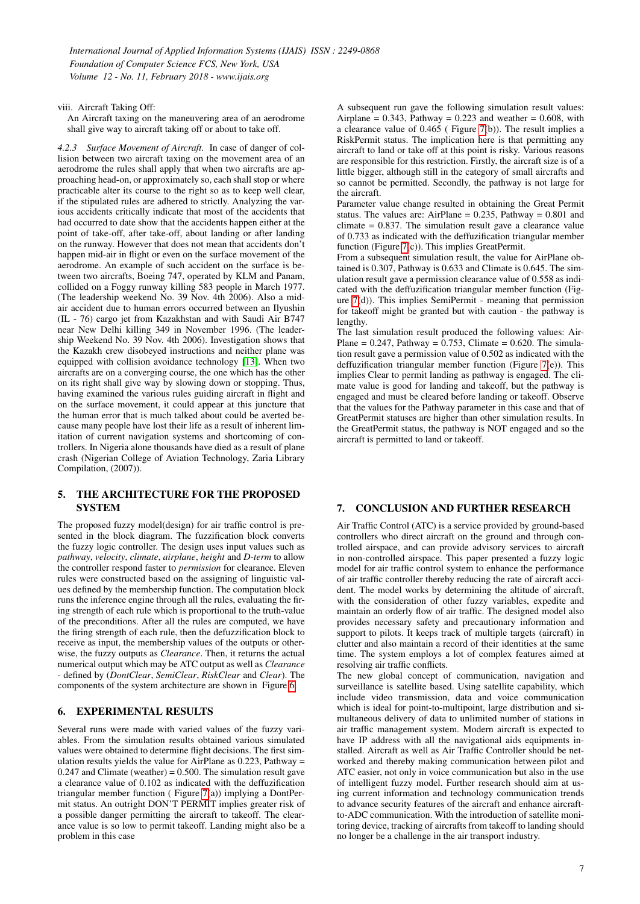viii. Aircraft Taking Off:

An Aircraft taxing on the maneuvering area of an aerodrome shall give way to aircraft taking off or about to take off.

*4.2.3 Surface Movement of Aircraft.* In case of danger of collision between two aircraft taxing on the movement area of an aerodrome the rules shall apply that when two aircrafts are approaching head-on, or approximately so, each shall stop or where practicable alter its course to the right so as to keep well clear, if the stipulated rules are adhered to strictly. Analyzing the various accidents critically indicate that most of the accidents that had occurred to date show that the accidents happen either at the point of take-off, after take-off, about landing or after landing on the runway. However that does not mean that accidents don't happen mid-air in flight or even on the surface movement of the aerodrome. An example of such accident on the surface is between two aircrafts, Boeing 747, operated by KLM and Panam, collided on a Foggy runway killing 583 people in March 1977. (The leadership weekend No. 39 Nov. 4th 2006). Also a mid-air accident due to human errors occurred between an Ilyushin (IL - 76) cargo jet from Kazakhstan and with Saudi Air B747 near New Delhi killing 349 in November 1996. (The leadership Weekend No. 39 Nov. 4th 2006). Investigation shows that the Kazakh crew disobeyed instructions and neither plane was equipped with collision avoidance technology [13]. When two aircrafts are on a converging course, the one which has the other on its right shall give way by slowing down or stopping. Thus, having examined the various rules guiding aircraft in flight and on the surface movement, it could appear at this juncture that the human error that is much talked about could be averted because many people have lost their life as a result of inherent limitation of current navigation systems and shortcoming of controllers. In Nigeria alone thousands have died as a result of plane crash (Nigerian College of Aviation Technology, Zaria Library Compilation, (2007)).

## 5. THE ARCHITECTURE FOR THE PROPOSED SYSTEM

The proposed fuzzy model(design) for air traffic control is presented in the block diagram. The fuzzification block converts the fuzzy logic controller. The design uses input values such as *pathway*, *velocity*, *climate*, *airplane*, *height* and *D-term* to allow the controller respond faster to *permission* for clearance. Eleven rules were constructed based on the assigning of linguistic values defined by the membership function. The computation block runs the inference engine through all the rules, evaluating the firing strength of each rule which is proportional to the truth-value of the preconditions. After all the rules are computed, we have the firing strength of each rule, then the defuzzification block to receive as input, the membership values of the outputs or otherwise, the fuzzy outputs as *Clearance*. Then, it returns the actual numerical output which may be ATC output as well as *Clearance* - defined by (*DontClear*, *SemiClear*, *RiskClear* and *Clear*). The components of the system architecture are shown in Figure 6.

## 6. EXPERIMENTAL RESULTS

Several runs were made with varied values of the fuzzy variables. From the simulation results obtained various simulated values were obtained to determine flight decisions. The first simulation results yields the value for AirPlane as 0.223, Pathway = 0.247 and Climate (weather) = 0.500. The simulation result gave a clearance value of 0.102 as indicated with the deffuzification triangular member function ( Figure 7(a)) implying a DontPermit status. An outright DON'T PERMIT implies greater risk of a possible danger permitting the aircraft to takeoff. The clearance value is so low to permit takeoff. Landing might also be a problem in this case

A subsequent run gave the following simulation result values: Airplane = 0.343, Pathway = 0.223 and weather = 0.608, with a clearance value of 0.465 ( Figure 7(b)). The result implies a RiskPermit status. The implication here is that permitting any aircraft to land or take off at this point is risky. Various reasons are responsible for this restriction. Firstly, the aircraft size is of a little bigger, although still in the category of small aircrafts and so cannot be permitted. Secondly, the pathway is not large for the aircraft.

Parameter value change resulted in obtaining the Great Permit status. The values are: AirPlane = 0.235, Pathway = 0.801 and climate = 0.837. The simulation result gave a clearance value of 0.733 as indicated with the deffuzification triangular member function (Figure 7(c)). This implies GreatPermit.

From a subsequent simulation result, the value for AirPlane obtained is 0.307, Pathway is 0.633 and Climate is 0.645. The simulation result gave a permission clearance value of 0.558 as indicated with the deffuzification triangular member function (Figure 7(d)). This implies SemiPermit - meaning that permission for takeoff might be granted but with caution - the pathway is lengthy.

The last simulation result produced the following values: AirPlane = 0.247, Pathway = 0.753, Climate = 0.620. The simulation result gave a permission value of 0.502 as indicated with the deffuzification triangular member function (Figure 7(e)). This implies Clear to permit landing as pathway is engaged. The climate value is good for landing and takeoff, but the pathway is engaged and must be cleared before landing or takeoff. Observe that the values for the Pathway parameter in this case and that of GreatPermit statuses are higher than other simulation results. In the GreatPermit status, the pathway is NOT engaged and so the aircraft is permitted to land or takeoff.

## 7. CONCLUSION AND FURTHER RESEARCH

Air Traffic Control (ATC) is a service provided by ground-based controllers who direct aircraft on the ground and through controlled airspace, and can provide advisory services to aircraft in non-controlled airspace. This paper presented a fuzzy logic model for air traffic control system to enhance the performance of air traffic controller thereby reducing the rate of aircraft accident. The model works by determining the altitude of aircraft, with the consideration of other fuzzy variables, expedite and maintain an orderly flow of air traffic. The designed model also provides necessary safety and precautionary information and support to pilots. It keeps track of multiple targets (aircraft) in clutter and also maintain a record of their identities at the same time. The system employs a lot of complex features aimed at resolving air traffic conflicts.

The new global concept of communication, navigation and surveillance is satellite based. Using satellite capability, which include video transmission, data and voice communication which is ideal for point-to-multipoint, large distribution and simultaneous delivery of data to unlimited number of stations in air traffic management system. Modern aircraft is expected to have IP address with all the navigational aids equipments installed. Aircraft as well as Air Traffic Controller should be networked and thereby making communication between pilot and ATC easier, not only in voice communication but also in the use of intelligent fuzzy model. Further research should aim at using current information and technology communication trends to advance security features of the aircraft and enhance aircraft-to-ADC communication. With the introduction of satellite monitoring device, tracking of aircrafts from takeoff to landing should no longer be a challenge in the air transport industry.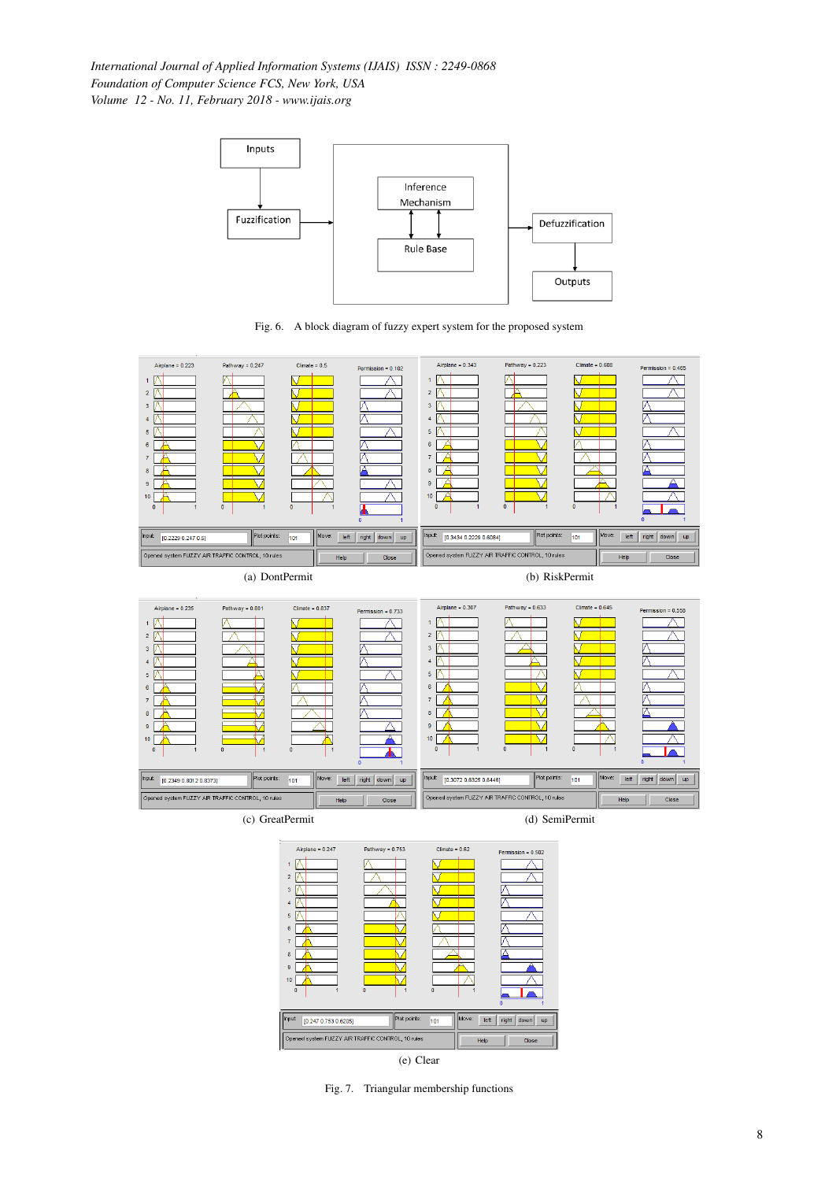Fig. 6. A block diagram of fuzzy expert system for the proposed system

(a) DontPermit

(b) RiskPermit

(c) GreatPermit

(d) SemiPermit

(e) Clear

Fig. 7. Triangular membership functions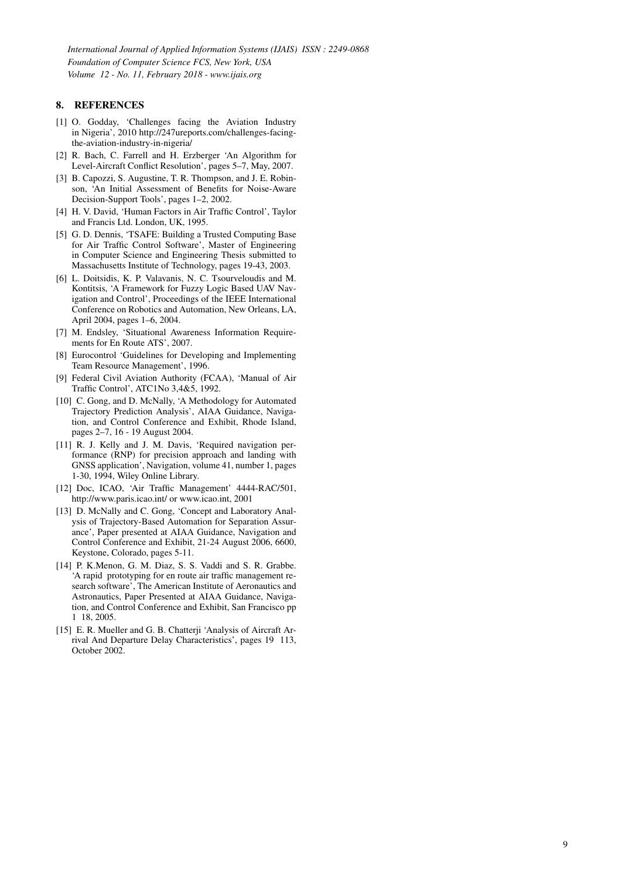## 8. REFERENCES

[1] O. Godday, 'Challenges facing the Aviation Industry in Nigeria', 2010 http://247ureports.com/challenges-facing-the-aviation-industry-in-nigeria/

[2] R. Bach, C. Farrell and H. Erzberger 'An Algorithm for Level-Aircraft Conflict Resolution', pages 5–7, May, 2007.

[3] B. Capozzi, S. Augustine, T. R. Thompson, and J. E. Robinson, 'An Initial Assessment of Benefits for Noise-Aware Decision-Support Tools', pages 1–2, 2002.

[4] H. V. David, 'Human Factors in Air Traffic Control', Taylor and Francis Ltd. London, UK, 1995.

[5] G. D. Dennis, 'TSAFE: Building a Trusted Computing Base for Air Traffic Control Software', Master of Engineering in Computer Science and Engineering Thesis submitted to Massachusetts Institute of Technology, pages 19-43, 2003.

[6] L. Doitsidis, K. P. Valavanis, N. C. Tsourveloudis and M. Kontitsis, 'A Framework for Fuzzy Logic Based UAV Navigation and Control', Proceedings of the IEEE International Conference on Robotics and Automation, New Orleans, LA, April 2004, pages 1–6, 2004.

[7] M. Endsley, 'Situational Awareness Information Requirements for En Route ATS', 2007.

[8] Eurocontrol 'Guidelines for Developing and Implementing Team Resource Management', 1996.

[9] Federal Civil Aviation Authority (FCAA), 'Manual of Air Traffic Control', ATC1No 3,4&5, 1992.

[10] C. Gong, and D. McNally, 'A Methodology for Automated Trajectory Prediction Analysis', AIAA Guidance, Navigation, and Control Conference and Exhibit, Rhode Island, pages 2–7, 16 - 19 August 2004.

[11] R. J. Kelly and J. M. Davis, 'Required navigation performance (RNP) for precision approach and landing with GNSS application', Navigation, volume 41, number 1, pages 1-30, 1994, Wiley Online Library.

[12] Doc, ICAO, 'Air Traffic Management' 4444-RAC/501, http://www.paris.icao.int/ or www.icao.int, 2001

[13] D. McNally and C. Gong, 'Concept and Laboratory Analysis of Trajectory-Based Automation for Separation Assurance', Paper presented at AIAA Guidance, Navigation and Control Conference and Exhibit, 21-24 August 2006, 6600, Keystone, Colorado, pages 5-11.

[14] P. K.Menon, G. M. Diaz, S. S. Vaddi and S. R. Grabbe. 'A rapid prototyping for en route air traffic management research software', The American Institute of Aeronautics and Astronautics, Paper Presented at AIAA Guidance, Navigation, and Control Conference and Exhibit, San Francisco pp 1 18, 2005.

[15] E. R. Mueller and G. B. Chatterji 'Analysis of Aircraft Arrival And Departure Delay Characteristics', pages 19 113, October 2002.